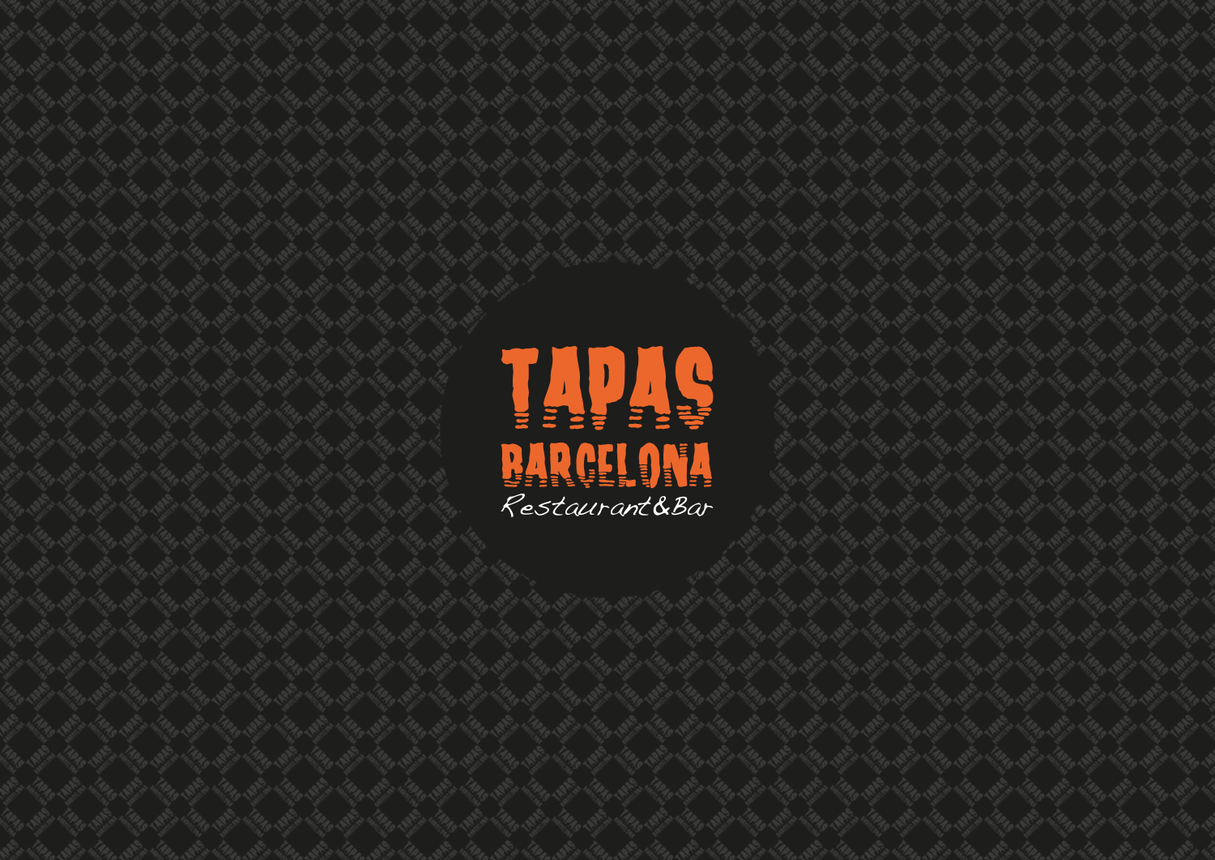# TAPAS BARCELONA

*Restaurant&Bar*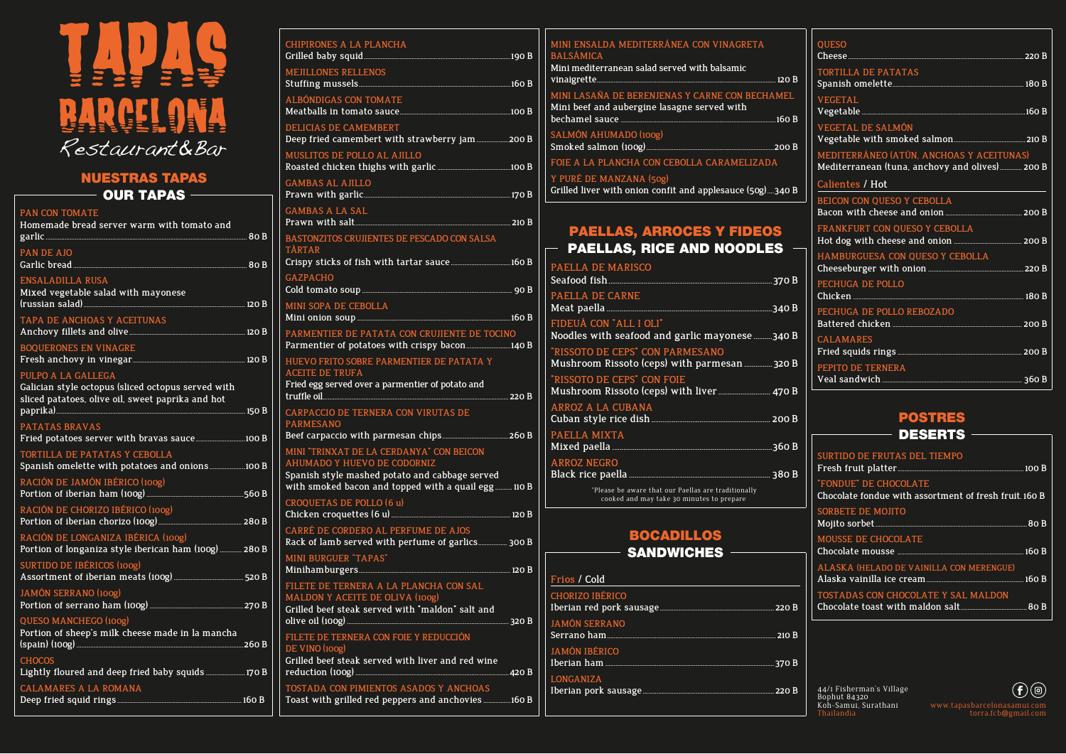# TAPAS BARCELONA

Restaurant & Bar

## NUESTRAS TAPAS
## OUR TAPAS

PAN CON TOMATE
Homemade bread server warm with tomato and garlic ... 80 B

PAN DE AJO
Garlic bread ... 80 B

ENSALADILLA RUSA
Mixed vegetable salad with mayonese (russian salad) ... 120 B

TAPA DE ANCHOAS Y ACEITUNAS
Anchovy fillets and olive ... 120 B

BOQUERONES EN VINAGRE
Fresh anchovy in vinegar ... 120 B

PULPO A LA GALLEGA
Galician style octopus (sliced octopus served with sliced patatoes, olive oil, sweet paprika and hot paprika) ... 150 B

PATATAS BRAVAS
Fried potatoes server with bravas sauce ... 100 B

TORTILLA DE PATATAS Y CEBOLLA
Spanish omelette with potatoes and onions ... 100 B

RACIÓN DE JAMÓN IBÉRICO (100g)
Portion of iberian ham (100g) ... 560 B

RACIÓN DE CHORIZO IBÉRICO (100g)
Portion of iberian chorizo (100g) ... 280 B

RACIÓN DE LONGANIZA IBÉRICA (100g)
Portion of longaniza style iberican ham (100g) ... 280 B

SURTIDO DE IBÉRICOS (100g)
Assortment of iberian meats (100g) ... 520 B

JAMÓN SERRANO (100g)
Portion of serrano ham (100g) ... 270 B

QUESO MANCHEGO (100g)
Portion of sheep's milk cheese made in la mancha (spain) (100g) ... 260 B

CHOCOS
Lightly floured and deep fried baby squids ... 170 B

CALAMARES A LA ROMANA
Deep fried squid rings ... 160 B

CHIPIRONES A LA PLANCHA
Grilled baby squid ... 190 B

MEJILLONES RELLENOS
Stuffing mussels ... 160 B

ALBÓNDIGAS CON TOMATE
Meatballs in tomato sauce ... 100 B

DELICIAS DE CAMEMBERT
Deep fried camembert with strawberry jam ... 200 B

MUSLITOS DE POLLO AL AJILLO
Roasted chicken thighs with garlic ... 100 B

GAMBAS AL AJILLO
Prawn with garlic ... 170 B

GAMBAS A LA SAL
Prawn with salt ... 210 B

BASTONZITOS CRUJIENTES DE PESCADO CON SALSA TÀRTAR
Crispy sticks of fish with tartar sauce ... 160 B

GAZPACHO
Cold tomato soup ... 90 B

MINI SOPA DE CEBOLLA
Mini onion soup ... 160 B

PARMENTIER DE PATATA CON CRUJIENTE DE TOCINO
Parmentier of potatoes with crispy bacon ... 140 B

HUEVO FRITO SOBRE PARMENTIER DE PATATA Y ACEITE DE TRUFA
Fried egg served over a parmentier of potato and truffle oil ... 220 B

CARPACCIO DE TERNERA CON VIRUTAS DE PARMESANO
Beef carpaccio with parmesan chips ... 260 B

MINI "TRINXAT DE LA CERDANYA" CON BEICON AHUMADO Y HUEVO DE CODORNIZ
Spanish style mashed potato and cabbage served with smoked bacon and topped with a quail egg ... 110 B

CROQUETAS DE POLLO (6 u)
Chicken croquettes (6 u) ... 120 B

CARRÉ DE CORDERO AL PERFUME DE AJOS
Rack of lamb served with perfume of garlics ... 300 B

MINI BURGUER "TAPAS"
Minihamburgers ... 120 B

FILETE DE TERNERA A LA PLANCHA CON SAL MALDON Y ACEITE DE OLIVA (100g)
Grilled beef steak served with "maldon" salt and olive oil (100g) ... 320 B

FILETE DE TERNERA CON FOIE Y REDUCCIÓN DE VINO (100g)
Grilled beef steak served with liver and red wine reduction (100g) ... 420 B

TOSTADA CON PIMIENTOS ASADOS Y ANCHOAS
Toast with grilled red peppers and anchovies ... 160 B

MINI ENSALDA MEDITERRÁNEA CON VINAGRETA BALSÁMICA
Mini mediterranean salad served with balsamic vinaigrette ... 120 B

MINI LASAÑA DE BERENJENAS Y CARNE CON BECHAMEL
Mini beef and aubergine lasagne served with bechamel sauce ... 160 B

SALMÓN AHUMADO (100g)
Smoked salmon (100g) ... 200 B

FOIE A LA PLANCHA CON CEBOLLA CARAMELIZADA Y PURÉ DE MANZANA (50g)
Grilled liver with onion confit and applesauce (50g) ... 340 B

## PAELLAS, ARROCES Y FIDEOS
## PAELLAS, RICE AND NOODLES

PAELLA DE MARISCO
Seafood fish ... 370 B

PAELLA DE CARNE
Meat paella ... 340 B

FIDEUÁ CON "ALL I OLI"
Noodles with seafood and garlic mayonese ... 340 B

"RISSOTO DE CEPS" CON PARMESANO
Mushroom Rissoto (ceps) with parmesan ... 320 B

"RISSOTO DE CEPS" CON FOIE
Mushroom Rissoto (ceps) with liver ... 470 B

ARROZ A LA CUBANA
Cuban style rice dish ... 200 B

PAELLA MIXTA
Mixed paella ... 360 B

ARROZ NEGRO
Black rice paella ... 380 B

*Please be aware that our Paellas are traditionally cooked and may take 30 minutes to prepare

## BOCADILLOS
## SANDWICHES

### Fríos / Cold

CHORIZO IBÉRICO
Iberian red pork sausage ... 220 B

JAMÓN SERRANO
Serrano ham ... 210 B

JAMÓN IBÉRICO
Iberian ham ... 370 B

LONGANIZA
Iberian pork sausage ... 220 B

QUESO
Cheese ... 220 B

TORTILLA DE PATATAS
Spanish omelette ... 180 B

VEGETAL
Vegetable ... 160 B

VEGETAL DE SALMÓN
Vegetable with smoked salmon ... 210 B

MEDITERRÁNEO (ATÚN, ANCHOAS Y ACEITUNAS)
Mediterranean (tuna, anchovy and olives) ... 200 B

### Calientes / Hot

BEICON CON QUESO Y CEBOLLA
Bacon with cheese and onion ... 200 B

FRANKFURT CON QUESO Y CEBOLLA
Hot dog with cheese and onion ... 200 B

HAMBURGUESA CON QUESO Y CEBOLLA
Cheeseburger with onion ... 220 B

PECHUGA DE POLLO
Chicken ... 180 B

PECHUGA DE POLLO REBOZADO
Battered chicken ... 200 B

CALAMARES
Fried squids rings ... 200 B

PEPITO DE TERNERA
Veal sandwich ... 360 B

## POSTRES
## DESERTS

SURTIDO DE FRUTAS DEL TIEMPO
Fresh fruit platter ... 100 B

"FONDUE" DE CHOCOLATE
Chocolate fondue with assortment of fresh fruit. 160 B

SORBETE DE MOJITO
Mojito sorbet ... 80 B

MOUSSE DE CHOCOLATE
Chocolate mousse ... 160 B

ALASKA (HELADO DE VAINILLA CON MERENGUE)
Alaska vainilla ice cream ... 160 B

TOSTADAS CON CHOCOLATE Y SAL MALDON
Chocolate toast with maldon salt ... 80 B

44/1 Fisherman's Village
Bophut 84320
Koh-Samui, Surathani
Thailandia

www.tapasbarcelonasamui.com
torra.fcb@gmail.com